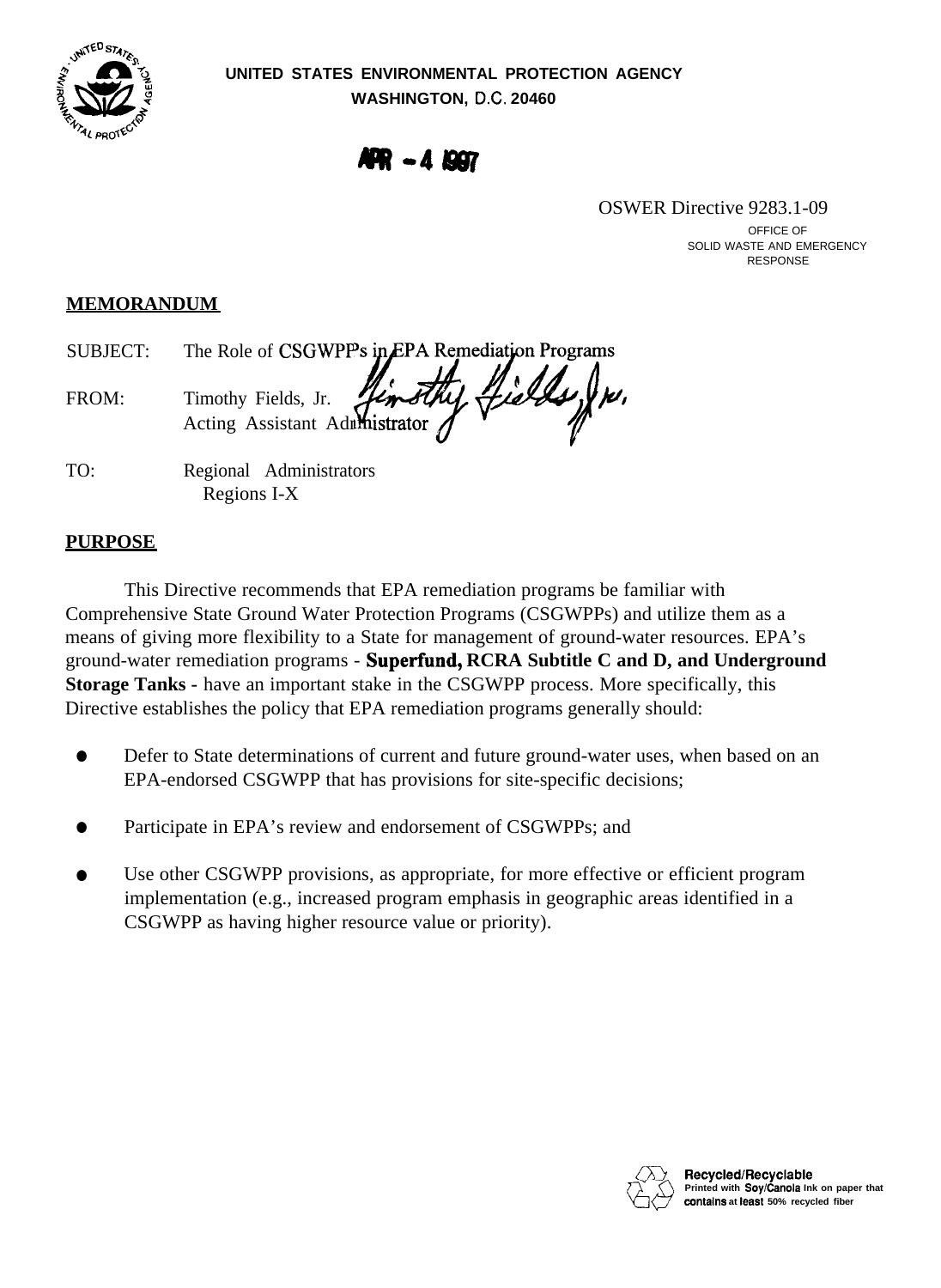**UNITED STATES ENVIRONMENTAL PROTECTION AGENCY**
**WASHINGTON, D.C. 20460**

**APR - 4 1997**

OSWER Directive 9283.1-09

OFFICE OF
SOLID WASTE AND EMERGENCY
RESPONSE

**MEMORANDUM**

SUBJECT: The Role of CSGWPP's in EPA Remediation Programs

FROM: Timothy Fields, Jr.
Acting Assistant Administrator

TO: Regional Administrators
Regions I-X

**PURPOSE**

This Directive recommends that EPA remediation programs be familiar with Comprehensive State Ground Water Protection Programs (CSGWPPs) and utilize them as a means of giving more flexibility to a State for management of ground-water resources. EPA's ground-water remediation programs - **Superfund, RCRA Subtitle C and D, and Underground Storage Tanks -** have an important stake in the CSGWPP process. More specifically, this Directive establishes the policy that EPA remediation programs generally should:

- Defer to State determinations of current and future ground-water uses, when based on an EPA-endorsed CSGWPP that has provisions for site-specific decisions;
- Participate in EPA's review and endorsement of CSGWPPs; and
- Use other CSGWPP provisions, as appropriate, for more effective or efficient program implementation (e.g., increased program emphasis in geographic areas identified in a CSGWPP as having higher resource value or priority).

Recycled/Recyclable
Printed with Soy/Canola Ink on paper that contains at least 50% recycled fiber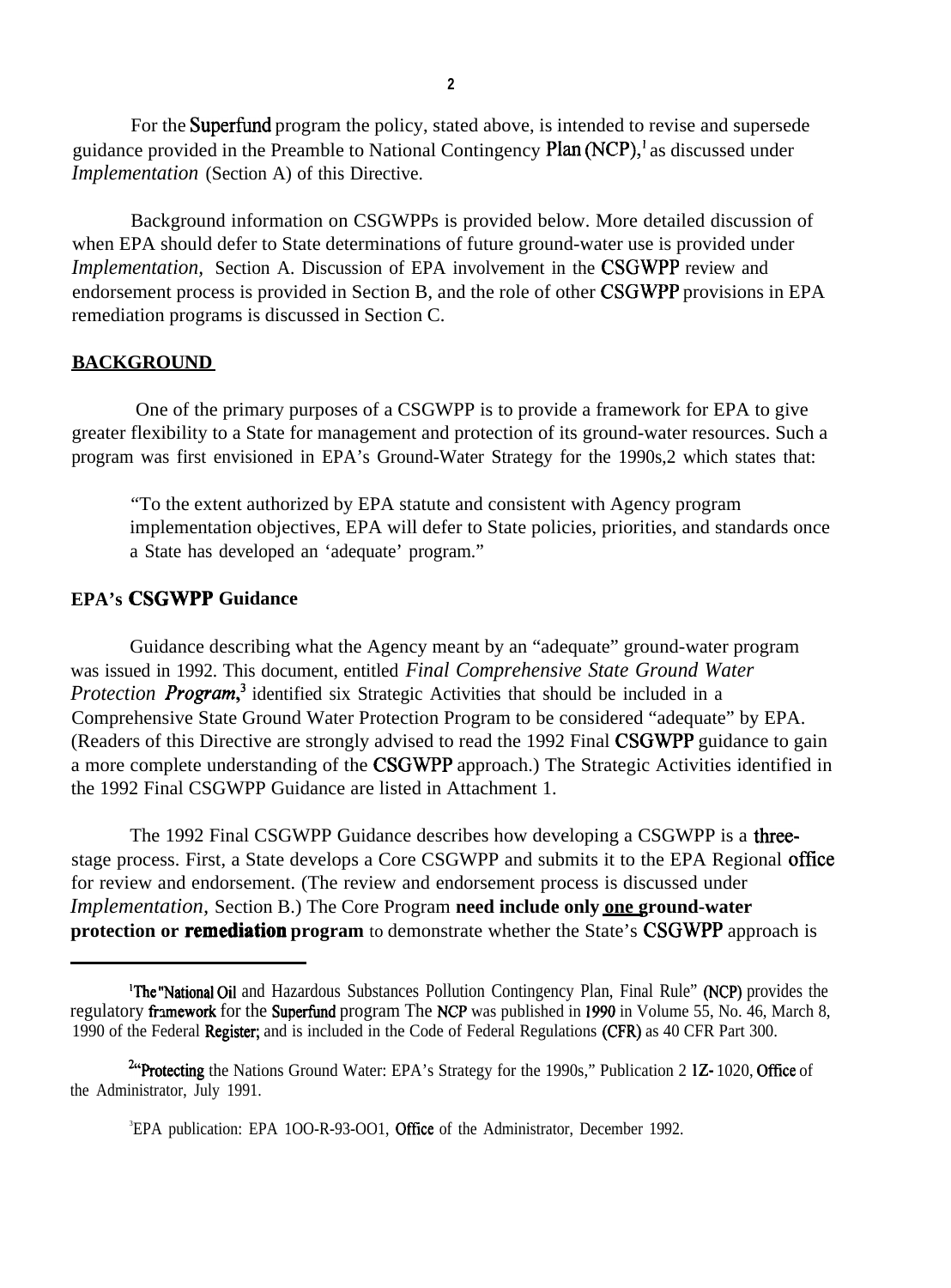For the Superfund program the policy, stated above, is intended to revise and supersede guidance provided in the Preamble to National Contingency Plan (NCP),[1] as discussed under *Implementation* (Section A) of this Directive.

Background information on CSGWPPs is provided below. More detailed discussion of when EPA should defer to State determinations of future ground-water use is provided under *Implementation*, Section A. Discussion of EPA involvement in the CSGWPP review and endorsement process is provided in Section B, and the role of other CSGWPP provisions in EPA remediation programs is discussed in Section C.

## BACKGROUND

One of the primary purposes of a CSGWPP is to provide a framework for EPA to give greater flexibility to a State for management and protection of its ground-water resources. Such a program was first envisioned in EPA's Ground-Water Strategy for the 1990s,[2] which states that:

> "To the extent authorized by EPA statute and consistent with Agency program implementation objectives, EPA will defer to State policies, priorities, and standards once a State has developed an 'adequate' program."

### EPA's CSGWPP Guidance

Guidance describing what the Agency meant by an "adequate" ground-water program was issued in 1992. This document, entitled *Final Comprehensive State Ground Water Protection Program*,[3] identified six Strategic Activities that should be included in a Comprehensive State Ground Water Protection Program to be considered "adequate" by EPA. (Readers of this Directive are strongly advised to read the 1992 Final CSGWPP guidance to gain a more complete understanding of the CSGWPP approach.) The Strategic Activities identified in the 1992 Final CSGWPP Guidance are listed in Attachment 1.

The 1992 Final CSGWPP Guidance describes how developing a CSGWPP is a three-stage process. First, a State develops a Core CSGWPP and submits it to the EPA Regional office for review and endorsement. (The review and endorsement process is discussed under *Implementation*, Section B.) The Core Program **need include only <u>one</u> ground-water protection or remediation program** to demonstrate whether the State's CSGWPP approach is

---

[1] The "National Oil and Hazardous Substances Pollution Contingency Plan, Final Rule" (NCP) provides the regulatory framework for the Superfund program The NCP was published in 1990 in Volume 55, No. 46, March 8, 1990 of the Federal Register; and is included in the Code of Federal Regulations (CFR) as 40 CFR Part 300.

[2] "Protecting the Nations Ground Water: EPA's Strategy for the 1990s," Publication 2 1Z-1020, Office of the Administrator, July 1991.

[3] EPA publication: EPA 100-R-93-001, Office of the Administrator, December 1992.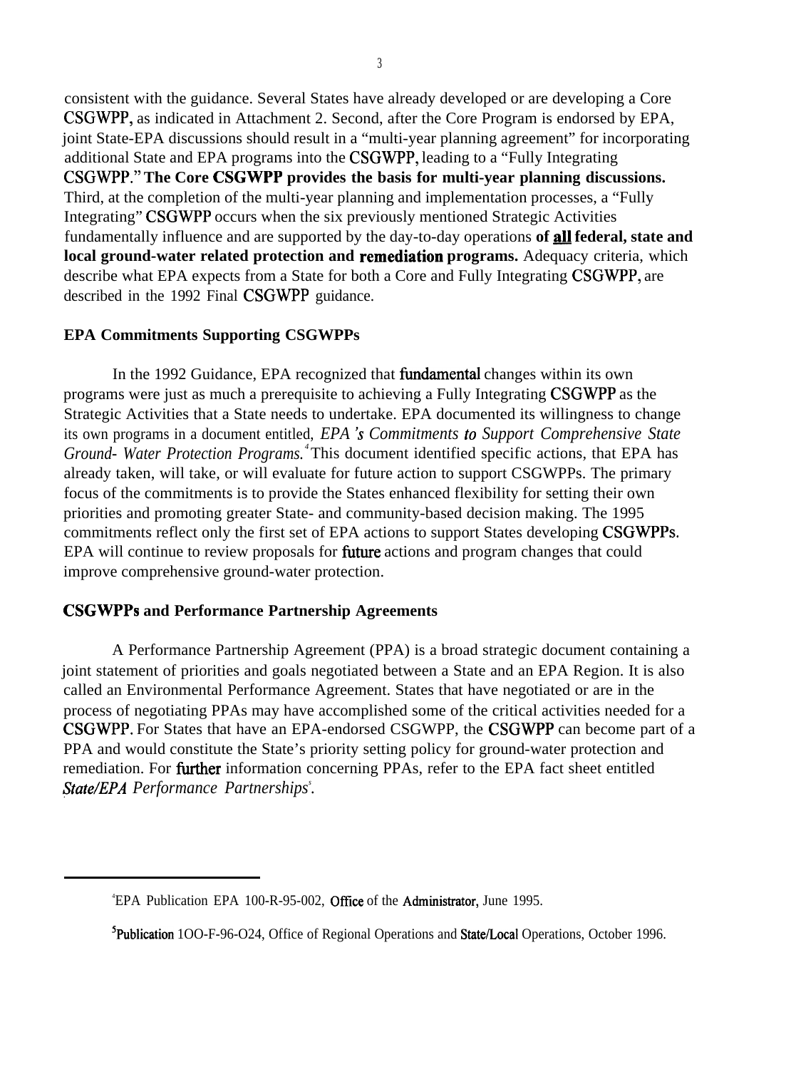consistent with the guidance. Several States have already developed or are developing a Core CSGWPP, as indicated in Attachment 2. Second, after the Core Program is endorsed by EPA, joint State-EPA discussions should result in a "multi-year planning agreement" for incorporating additional State and EPA programs into the CSGWPP, leading to a "Fully Integrating CSGWPP." **The Core CSGWPP provides the basis for multi-year planning discussions.** Third, at the completion of the multi-year planning and implementation processes, a "Fully Integrating" CSGWPP occurs when the six previously mentioned Strategic Activities fundamentally influence and are supported by the day-to-day operations **of all federal, state and local ground-water related protection and remediation programs.** Adequacy criteria, which describe what EPA expects from a State for both a Core and Fully Integrating CSGWPP, are described in the 1992 Final CSGWPP guidance.

### EPA Commitments Supporting CSGWPPs

In the 1992 Guidance, EPA recognized that fundamental changes within its own programs were just as much a prerequisite to achieving a Fully Integrating CSGWPP as the Strategic Activities that a State needs to undertake. EPA documented its willingness to change its own programs in a document entitled, *EPA's Commitments to Support Comprehensive State Ground- Water Protection Programs.*[4] This document identified specific actions, that EPA has already taken, will take, or will evaluate for future action to support CSGWPPs. The primary focus of the commitments is to provide the States enhanced flexibility for setting their own priorities and promoting greater State- and community-based decision making. The 1995 commitments reflect only the first set of EPA actions to support States developing CSGWPPs. EPA will continue to review proposals for future actions and program changes that could improve comprehensive ground-water protection.

### CSGWPPs and Performance Partnership Agreements

A Performance Partnership Agreement (PPA) is a broad strategic document containing a joint statement of priorities and goals negotiated between a State and an EPA Region. It is also called an Environmental Performance Agreement. States that have negotiated or are in the process of negotiating PPAs may have accomplished some of the critical activities needed for a CSGWPP. For States that have an EPA-endorsed CSGWPP, the CSGWPP can become part of a PPA and would constitute the State's priority setting policy for ground-water protection and remediation. For further information concerning PPAs, refer to the EPA fact sheet entitled *State/EPA Performance Partnerships*[5].

---

[4] EPA Publication EPA 100-R-95-002, Office of the Administrator, June 1995.

[5] Publication 1OO-F-96-O24, Office of Regional Operations and State/Local Operations, October 1996.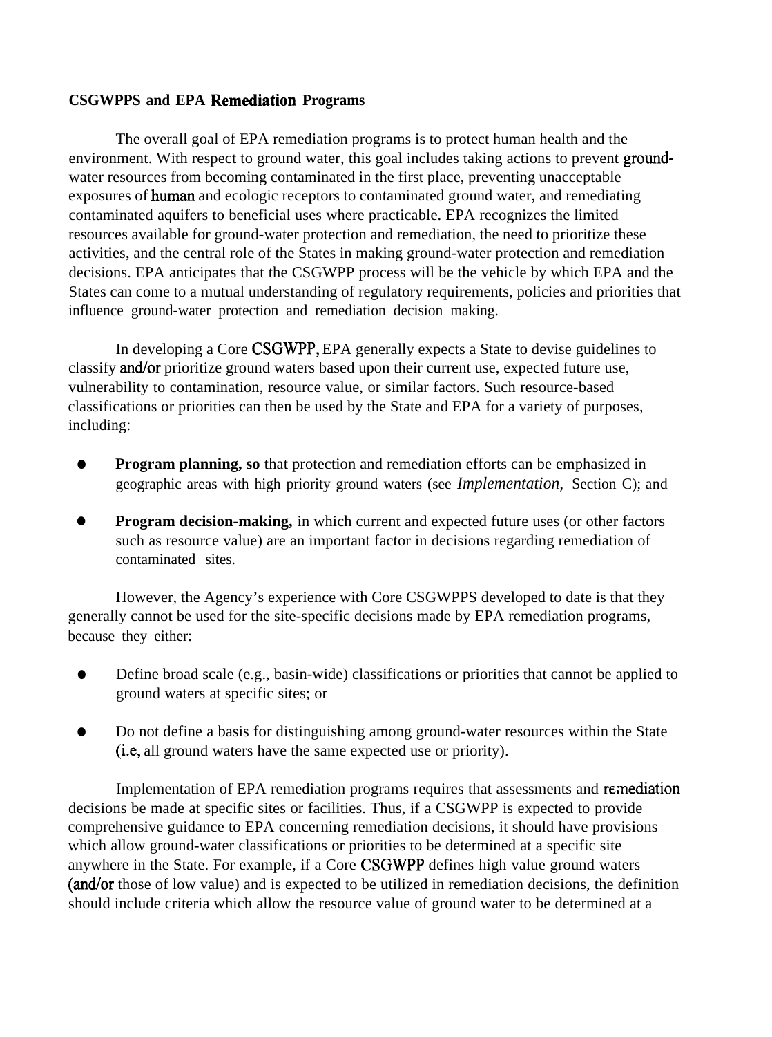**CSGWPPS and EPA Remediation Programs**

The overall goal of EPA remediation programs is to protect human health and the environment. With respect to ground water, this goal includes taking actions to prevent ground-water resources from becoming contaminated in the first place, preventing unacceptable exposures of human and ecologic receptors to contaminated ground water, and remediating contaminated aquifers to beneficial uses where practicable. EPA recognizes the limited resources available for ground-water protection and remediation, the need to prioritize these activities, and the central role of the States in making ground-water protection and remediation decisions. EPA anticipates that the CSGWPP process will be the vehicle by which EPA and the States can come to a mutual understanding of regulatory requirements, policies and priorities that influence ground-water protection and remediation decision making.

In developing a Core CSGWPP, EPA generally expects a State to devise guidelines to classify and/or prioritize ground waters based upon their current use, expected future use, vulnerability to contamination, resource value, or similar factors. Such resource-based classifications or priorities can then be used by the State and EPA for a variety of purposes, including:

- **Program planning, so** that protection and remediation efforts can be emphasized in geographic areas with high priority ground waters (see *Implementation,* Section C); and
- **Program decision-making,** in which current and expected future uses (or other factors such as resource value) are an important factor in decisions regarding remediation of contaminated sites.

However, the Agency's experience with Core CSGWPPS developed to date is that they generally cannot be used for the site-specific decisions made by EPA remediation programs, because they either:

- Define broad scale (e.g., basin-wide) classifications or priorities that cannot be applied to ground waters at specific sites; or
- Do not define a basis for distinguishing among ground-water resources within the State (i.e, all ground waters have the same expected use or priority).

Implementation of EPA remediation programs requires that assessments and remediation decisions be made at specific sites or facilities. Thus, if a CSGWPP is expected to provide comprehensive guidance to EPA concerning remediation decisions, it should have provisions which allow ground-water classifications or priorities to be determined at a specific site anywhere in the State. For example, if a Core CSGWPP defines high value ground waters (and/or those of low value) and is expected to be utilized in remediation decisions, the definition should include criteria which allow the resource value of ground water to be determined at a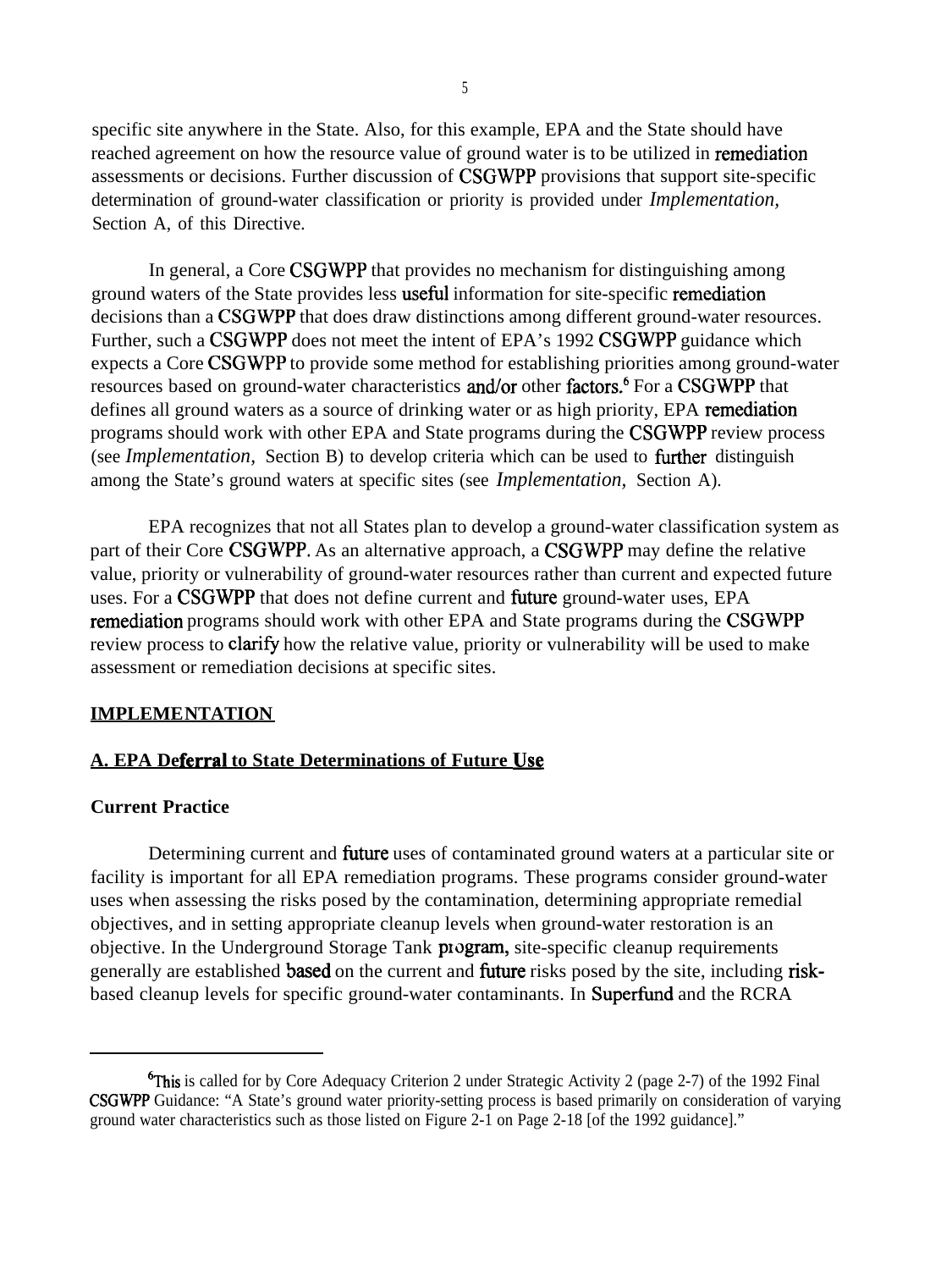specific site anywhere in the State. Also, for this example, EPA and the State should have reached agreement on how the resource value of ground water is to be utilized in remediation assessments or decisions. Further discussion of CSGWPP provisions that support site-specific determination of ground-water classification or priority is provided under *Implementation,* Section A, of this Directive.

In general, a Core CSGWPP that provides no mechanism for distinguishing among ground waters of the State provides less useful information for site-specific remediation decisions than a CSGWPP that does draw distinctions among different ground-water resources. Further, such a CSGWPP does not meet the intent of EPA's 1992 CSGWPP guidance which expects a Core CSGWPP to provide some method for establishing priorities among ground-water resources based on ground-water characteristics and/or other factors.[6] For a CSGWPP that defines all ground waters as a source of drinking water or as high priority, EPA remediation programs should work with other EPA and State programs during the CSGWPP review process (see *Implementation,* Section B) to develop criteria which can be used to further distinguish among the State's ground waters at specific sites (see *Implementation,* Section A).

EPA recognizes that not all States plan to develop a ground-water classification system as part of their Core CSGWPP. As an alternative approach, a CSGWPP may define the relative value, priority or vulnerability of ground-water resources rather than current and expected future uses. For a CSGWPP that does not define current and future ground-water uses, EPA remediation programs should work with other EPA and State programs during the CSGWPP review process to clarify how the relative value, priority or vulnerability will be used to make assessment or remediation decisions at specific sites.

## IMPLEMENTATION

### A. EPA Deferral to State Determinations of Future Use

#### Current Practice

Determining current and future uses of contaminated ground waters at a particular site or facility is important for all EPA remediation programs. These programs consider ground-water uses when assessing the risks posed by the contamination, determining appropriate remedial objectives, and in setting appropriate cleanup levels when ground-water restoration is an objective. In the Underground Storage Tank program, site-specific cleanup requirements generally are established based on the current and future risks posed by the site, including risk-based cleanup levels for specific ground-water contaminants. In Superfund and the RCRA

---

[6] This is called for by Core Adequacy Criterion 2 under Strategic Activity 2 (page 2-7) of the 1992 Final CSGWPP Guidance: "A State's ground water priority-setting process is based primarily on consideration of varying ground water characteristics such as those listed on Figure 2-1 on Page 2-18 [of the 1992 guidance]."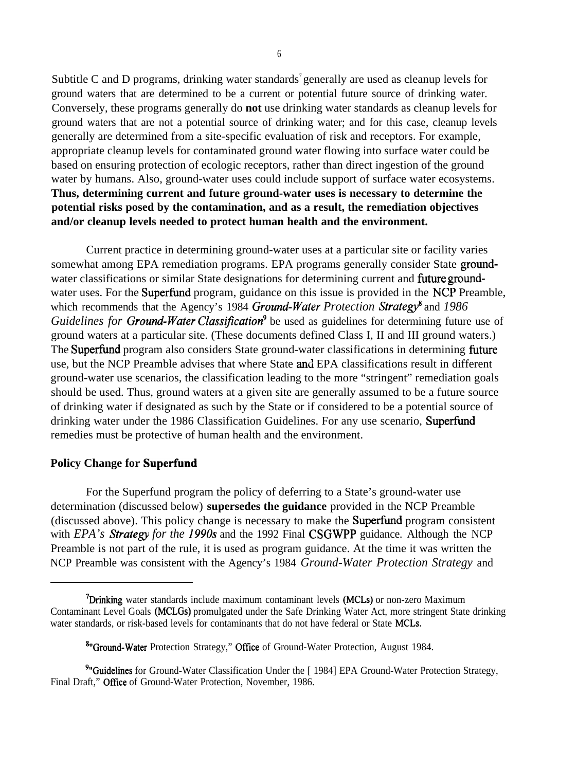Subtitle C and D programs, drinking water standards[7] generally are used as cleanup levels for ground waters that are determined to be a current or potential future source of drinking water. Conversely, these programs generally do **not** use drinking water standards as cleanup levels for ground waters that are not a potential source of drinking water; and for this case, cleanup levels generally are determined from a site-specific evaluation of risk and receptors. For example, appropriate cleanup levels for contaminated ground water flowing into surface water could be based on ensuring protection of ecologic receptors, rather than direct ingestion of the ground water by humans. Also, ground-water uses could include support of surface water ecosystems. **Thus, determining current and future ground-water uses is necessary to determine the potential risks posed by the contamination, and as a result, the remediation objectives and/or cleanup levels needed to protect human health and the environment.**

Current practice in determining ground-water uses at a particular site or facility varies somewhat among EPA remediation programs. EPA programs generally consider State ground-water classifications or similar State designations for determining current and future ground-water uses. For the Superfund program, guidance on this issue is provided in the NCP Preamble, which recommends that the Agency's 1984 *Ground-Water Protection Strategy*[8] and *1986 Guidelines for Ground-Water Classification*[9] be used as guidelines for determining future use of ground waters at a particular site. (These documents defined Class I, II and III ground waters.) The Superfund program also considers State ground-water classifications in determining future use, but the NCP Preamble advises that where State and EPA classifications result in different ground-water use scenarios, the classification leading to the more "stringent" remediation goals should be used. Thus, ground waters at a given site are generally assumed to be a future source of drinking water if designated as such by the State or if considered to be a potential source of drinking water under the 1986 Classification Guidelines. For any use scenario, Superfund remedies must be protective of human health and the environment.

### Policy Change for Superfund

For the Superfund program the policy of deferring to a State's ground-water use determination (discussed below) **supersedes the guidance** provided in the NCP Preamble (discussed above). This policy change is necessary to make the Superfund program consistent with *EPA's Strategy for the 1990s* and the 1992 Final CSGWPP guidance. Although the NCP Preamble is not part of the rule, it is used as program guidance. At the time it was written the NCP Preamble was consistent with the Agency's 1984 *Ground-Water Protection Strategy* and

---

[7] Drinking water standards include maximum contaminant levels (MCLs) or non-zero Maximum Contaminant Level Goals (MCLGs) promulgated under the Safe Drinking Water Act, more stringent State drinking water standards, or risk-based levels for contaminants that do not have federal or State MCLs.

[8] "Ground-Water Protection Strategy," Office of Ground-Water Protection, August 1984.

[9] "Guidelines for Ground-Water Classification Under the [ 1984] EPA Ground-Water Protection Strategy, Final Draft," Office of Ground-Water Protection, November, 1986.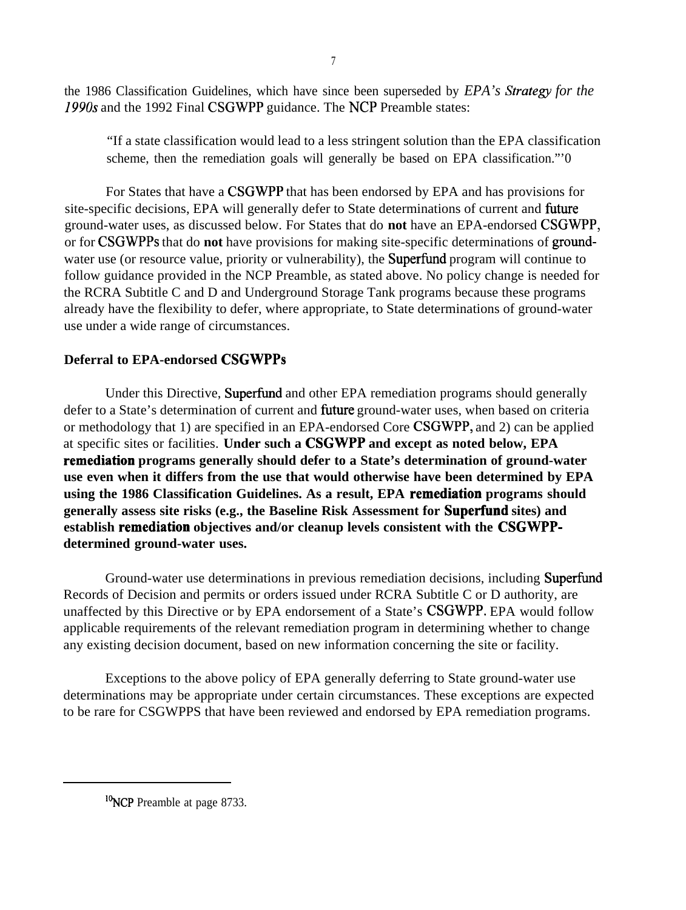the 1986 Classification Guidelines, which have since been superseded by *EPA's Strategy for the 1990s* and the 1992 Final CSGWPP guidance. The NCP Preamble states:

> "If a state classification would lead to a less stringent solution than the EPA classification scheme, then the remediation goals will generally be based on EPA classification."[10]

For States that have a CSGWPP that has been endorsed by EPA and has provisions for site-specific decisions, EPA will generally defer to State determinations of current and future ground-water uses, as discussed below. For States that do **not** have an EPA-endorsed CSGWPP, or for CSGWPPs that do **not** have provisions for making site-specific determinations of ground-water use (or resource value, priority or vulnerability), the Superfund program will continue to follow guidance provided in the NCP Preamble, as stated above. No policy change is needed for the RCRA Subtitle C and D and Underground Storage Tank programs because these programs already have the flexibility to defer, where appropriate, to State determinations of ground-water use under a wide range of circumstances.

**Deferral to EPA-endorsed CSGWPPs**

Under this Directive, Superfund and other EPA remediation programs should generally defer to a State's determination of current and future ground-water uses, when based on criteria or methodology that 1) are specified in an EPA-endorsed Core CSGWPP, and 2) can be applied at specific sites or facilities. **Under such a CSGWPP and except as noted below, EPA remediation programs generally should defer to a State's determination of ground-water use even when it differs from the use that would otherwise have been determined by EPA using the 1986 Classification Guidelines. As a result, EPA remediation programs should generally assess site risks (e.g., the Baseline Risk Assessment for Superfund sites) and establish remediation objectives and/or cleanup levels consistent with the CSGWPP-determined ground-water uses.**

Ground-water use determinations in previous remediation decisions, including Superfund Records of Decision and permits or orders issued under RCRA Subtitle C or D authority, are unaffected by this Directive or by EPA endorsement of a State's CSGWPP. EPA would follow applicable requirements of the relevant remediation program in determining whether to change any existing decision document, based on new information concerning the site or facility.

Exceptions to the above policy of EPA generally deferring to State ground-water use determinations may be appropriate under certain circumstances. These exceptions are expected to be rare for CSGWPPS that have been reviewed and endorsed by EPA remediation programs.

---

[10] NCP Preamble at page 8733.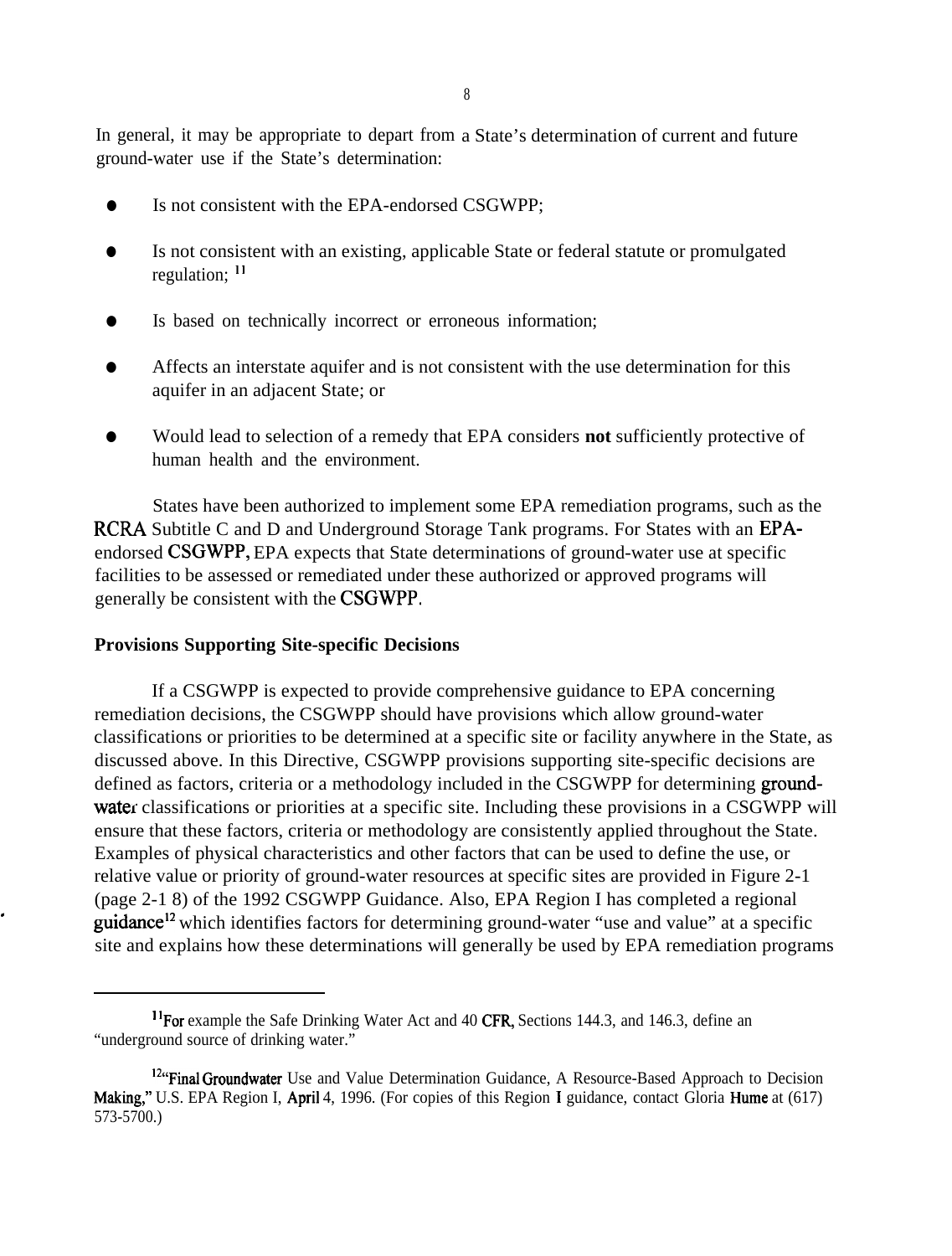In general, it may be appropriate to depart from a State's determination of current and future ground-water use if the State's determination:

- Is not consistent with the EPA-endorsed CSGWPP;
- Is not consistent with an existing, applicable State or federal statute or promulgated regulation; [11]
- Is based on technically incorrect or erroneous information;
- Affects an interstate aquifer and is not consistent with the use determination for this aquifer in an adjacent State; or
- Would lead to selection of a remedy that EPA considers **not** sufficiently protective of human health and the environment.

States have been authorized to implement some EPA remediation programs, such as the RCRA Subtitle C and D and Underground Storage Tank programs. For States with an EPA-endorsed CSGWPP, EPA expects that State determinations of ground-water use at specific facilities to be assessed or remediated under these authorized or approved programs will generally be consistent with the CSGWPP.

**Provisions Supporting Site-specific Decisions**

If a CSGWPP is expected to provide comprehensive guidance to EPA concerning remediation decisions, the CSGWPP should have provisions which allow ground-water classifications or priorities to be determined at a specific site or facility anywhere in the State, as discussed above. In this Directive, CSGWPP provisions supporting site-specific decisions are defined as factors, criteria or a methodology included in the CSGWPP for determining ground-water classifications or priorities at a specific site. Including these provisions in a CSGWPP will ensure that these factors, criteria or methodology are consistently applied throughout the State. Examples of physical characteristics and other factors that can be used to define the use, or relative value or priority of ground-water resources at specific sites are provided in Figure 2-1 (page 2-1 8) of the 1992 CSGWPP Guidance. Also, EPA Region I has completed a regional guidance[12] which identifies factors for determining ground-water "use and value" at a specific site and explains how these determinations will generally be used by EPA remediation programs

---

[11] For example the Safe Drinking Water Act and 40 CFR, Sections 144.3, and 146.3, define an "underground source of drinking water."

[12] "Final Groundwater Use and Value Determination Guidance, A Resource-Based Approach to Decision Making," U.S. EPA Region I, April 4, 1996. (For copies of this Region I guidance, contact Gloria Hume at (617) 573-5700.)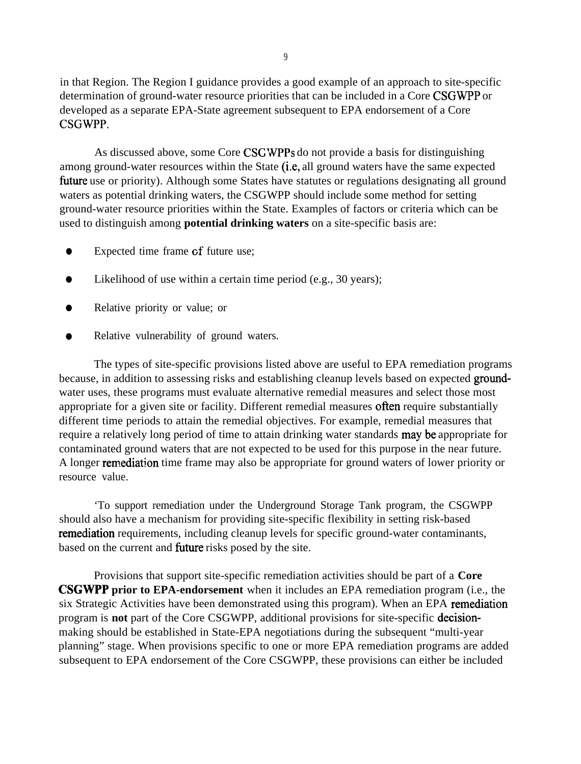in that Region. The Region I guidance provides a good example of an approach to site-specific determination of ground-water resource priorities that can be included in a Core CSGWPP or developed as a separate EPA-State agreement subsequent to EPA endorsement of a Core CSGWPP.

As discussed above, some Core CSGWPPs do not provide a basis for distinguishing among ground-water resources within the State (i.e, all ground waters have the same expected future use or priority). Although some States have statutes or regulations designating all ground waters as potential drinking waters, the CSGWPP should include some method for setting ground-water resource priorities within the State. Examples of factors or criteria which can be used to distinguish among **potential drinking waters** on a site-specific basis are:

- Expected time frame of future use;
- Likelihood of use within a certain time period (e.g., 30 years);
- Relative priority or value; or
- Relative vulnerability of ground waters.

The types of site-specific provisions listed above are useful to EPA remediation programs because, in addition to assessing risks and establishing cleanup levels based on expected ground-water uses, these programs must evaluate alternative remedial measures and select those most appropriate for a given site or facility. Different remedial measures often require substantially different time periods to attain the remedial objectives. For example, remedial measures that require a relatively long period of time to attain drinking water standards may be appropriate for contaminated ground waters that are not expected to be used for this purpose in the near future. A longer remediation time frame may also be appropriate for ground waters of lower priority or resource value.

'To support remediation under the Underground Storage Tank program, the CSGWPP should also have a mechanism for providing site-specific flexibility in setting risk-based remediation requirements, including cleanup levels for specific ground-water contaminants, based on the current and future risks posed by the site.

Provisions that support site-specific remediation activities should be part of a **Core CSGWPP prior to EPA-endorsement** when it includes an EPA remediation program (i.e., the six Strategic Activities have been demonstrated using this program). When an EPA remediation program is **not** part of the Core CSGWPP, additional provisions for site-specific decision-making should be established in State-EPA negotiations during the subsequent "multi-year planning" stage. When provisions specific to one or more EPA remediation programs are added subsequent to EPA endorsement of the Core CSGWPP, these provisions can either be included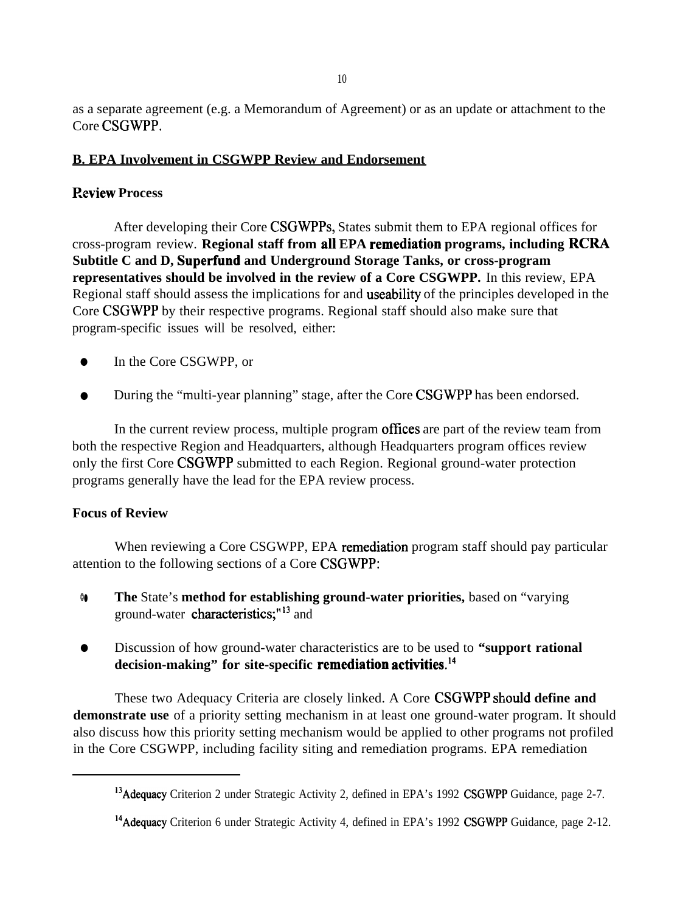as a separate agreement (e.g. a Memorandum of Agreement) or as an update or attachment to the Core CSGWPP.

## B. EPA Involvement in CSGWPP Review and Endorsement

### Review Process

After developing their Core CSGWPPs, States submit them to EPA regional offices for cross-program review. **Regional staff from all EPA remediation programs, including RCRA Subtitle C and D, Superfund and Underground Storage Tanks, or cross-program representatives should be involved in the review of a Core CSGWPP.** In this review, EPA Regional staff should assess the implications for and useability of the principles developed in the Core CSGWPP by their respective programs. Regional staff should also make sure that program-specific issues will be resolved, either:

- In the Core CSGWPP, or
- During the "multi-year planning" stage, after the Core CSGWPP has been endorsed.

In the current review process, multiple program offices are part of the review team from both the respective Region and Headquarters, although Headquarters program offices review only the first Core CSGWPP submitted to each Region. Regional ground-water protection programs generally have the lead for the EPA review process.

### Focus of Review

When reviewing a Core CSGWPP, EPA remediation program staff should pay particular attention to the following sections of a Core CSGWPP:

- **The** State's **method for establishing ground-water priorities,** based on "varying ground-water characteristics;"[13] and
- Discussion of how ground-water characteristics are to be used to **"support rational decision-making" for site-specific remediation activities.**[14]

These two Adequacy Criteria are closely linked. A Core CSGWPP **should define and demonstrate use** of a priority setting mechanism in at least one ground-water program. It should also discuss how this priority setting mechanism would be applied to other programs not profiled in the Core CSGWPP, including facility siting and remediation programs. EPA remediation

---

[13] Adequacy Criterion 2 under Strategic Activity 2, defined in EPA's 1992 CSGWPP Guidance, page 2-7.

[14] Adequacy Criterion 6 under Strategic Activity 4, defined in EPA's 1992 CSGWPP Guidance, page 2-12.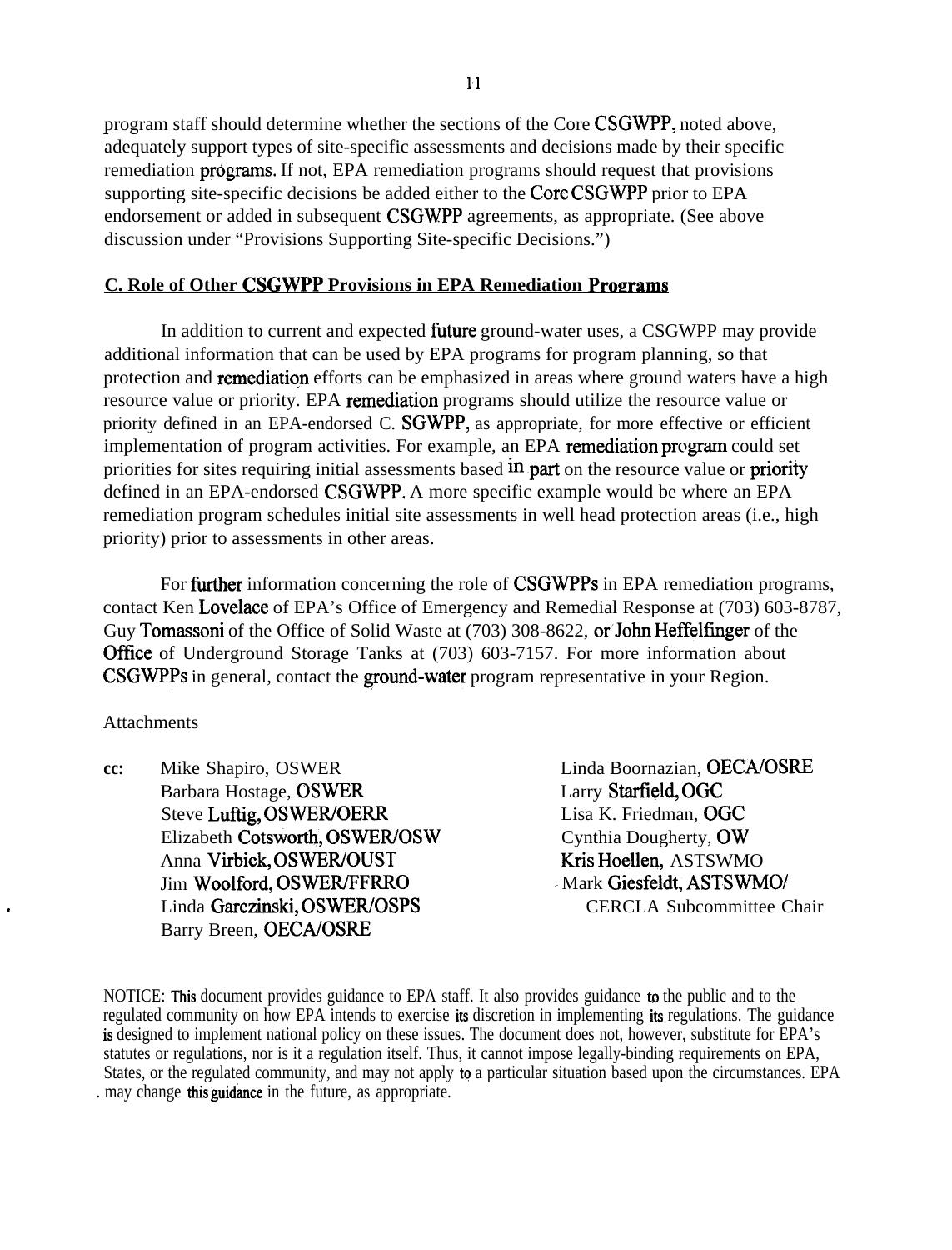program staff should determine whether the sections of the Core CSGWPP, noted above, adequately support types of site-specific assessments and decisions made by their specific remediation programs. If not, EPA remediation programs should request that provisions supporting site-specific decisions be added either to the Core CSGWPP prior to EPA endorsement or added in subsequent CSGWPP agreements, as appropriate. (See above discussion under "Provisions Supporting Site-specific Decisions.")

**C. Role of Other CSGWPP Provisions in EPA Remediation Programs**

In addition to current and expected future ground-water uses, a CSGWPP may provide additional information that can be used by EPA programs for program planning, so that protection and remediation efforts can be emphasized in areas where ground waters have a high resource value or priority. EPA remediation programs should utilize the resource value or priority defined in an EPA-endorsed C. SGWPP, as appropriate, for more effective or efficient implementation of program activities. For example, an EPA remediation program could set priorities for sites requiring initial assessments based in part on the resource value or priority defined in an EPA-endorsed CSGWPP. A more specific example would be where an EPA remediation program schedules initial site assessments in well head protection areas (i.e., high priority) prior to assessments in other areas.

For further information concerning the role of CSGWPPs in EPA remediation programs, contact Ken Lovelace of EPA's Office of Emergency and Remedial Response at (703) 603-8787, Guy Tomassoni of the Office of Solid Waste at (703) 308-8622, or John Heffelfinger of the Office of Underground Storage Tanks at (703) 603-7157. For more information about CSGWPPs in general, contact the ground-water program representative in your Region.

Attachments

**cc:** Mike Shapiro, OSWER
Barbara Hostage, OSWER
Steve Luftig, OSWER/OERR
Elizabeth Cotsworth, OSWER/OSW
Anna Virbick, OSWER/OUST
Jim Woolford, OSWER/FFRRO
Linda Garczinski, OSWER/OSPS
Barry Breen, OECA/OSRE
Linda Boornazian, OECA/OSRE
Larry Starfield, OGC
Lisa K. Friedman, OGC
Cynthia Dougherty, OW
Kris Hoellen, ASTSWMO
Mark Giesfeldt, ASTSWMO/ CERCLA Subcommittee Chair

NOTICE: This document provides guidance to EPA staff. It also provides guidance to the public and to the regulated community on how EPA intends to exercise its discretion in implementing its regulations. The guidance is designed to implement national policy on these issues. The document does not, however, substitute for EPA's statutes or regulations, nor is it a regulation itself. Thus, it cannot impose legally-binding requirements on EPA, States, or the regulated community, and may not apply to a particular situation based upon the circumstances. EPA may change this guidance in the future, as appropriate.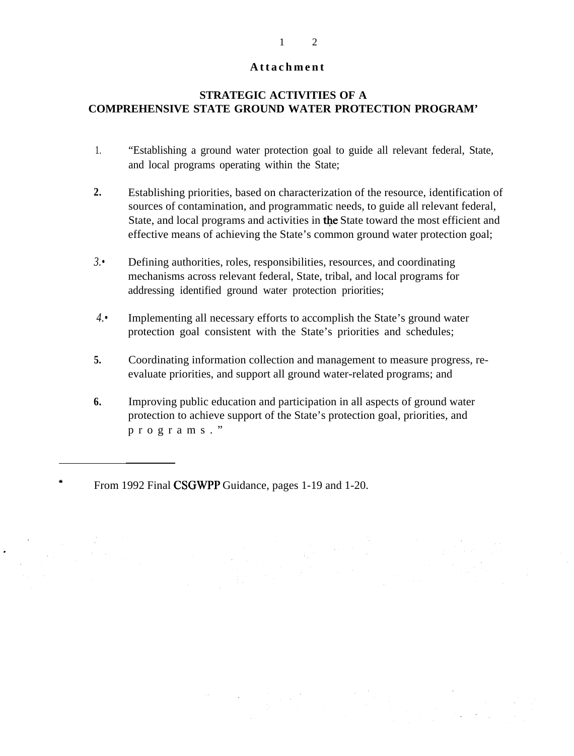**Attachment**

## STRATEGIC ACTIVITIES OF A COMPREHENSIVE STATE GROUND WATER PROTECTION PROGRAM*

1. "Establishing a ground water protection goal to guide all relevant federal, State, and local programs operating within the State;

2. Establishing priorities, based on characterization of the resource, identification of sources of contamination, and programmatic needs, to guide all relevant federal, State, and local programs and activities in the State toward the most efficient and effective means of achieving the State's common ground water protection goal;

3. Defining authorities, roles, responsibilities, resources, and coordinating mechanisms across relevant federal, State, tribal, and local programs for addressing identified ground water protection priorities;

4. Implementing all necessary efforts to accomplish the State's ground water protection goal consistent with the State's priorities and schedules;

5. Coordinating information collection and management to measure progress, re-evaluate priorities, and support all ground water-related programs; and

6. Improving public education and participation in all aspects of ground water protection to achieve support of the State's protection goal, priorities, and programs."

---

* From 1992 Final CSGWPP Guidance, pages 1-19 and 1-20.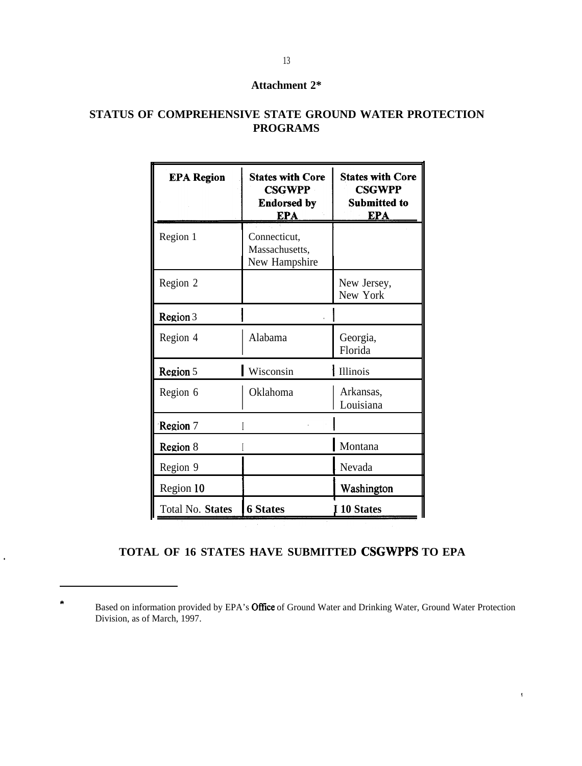**Attachment 2***

## STATUS OF COMPREHENSIVE STATE GROUND WATER PROTECTION PROGRAMS

| EPA Region | States with Core CSGWPP Endorsed by EPA | States with Core CSGWPP Submitted to EPA |
|---|---|---|
| Region 1 | Connecticut, Massachusetts, New Hampshire | |
| Region 2 | | New Jersey, New York |
| Region 3 | | |
| Region 4 | Alabama | Georgia, Florida |
| Region 5 | Wisconsin | Illinois |
| Region 6 | Oklahoma | Arkansas, Louisiana |
| Region 7 | | |
| Region 8 | | Montana |
| Region 9 | | Nevada |
| Region 10 | | Washington |
| Total No. States | **6 States** | **10 States** |

**TOTAL OF 16 STATES HAVE SUBMITTED CSGWPPS TO EPA**

---

* Based on information provided by EPA's Office of Ground Water and Drinking Water, Ground Water Protection Division, as of March, 1997.